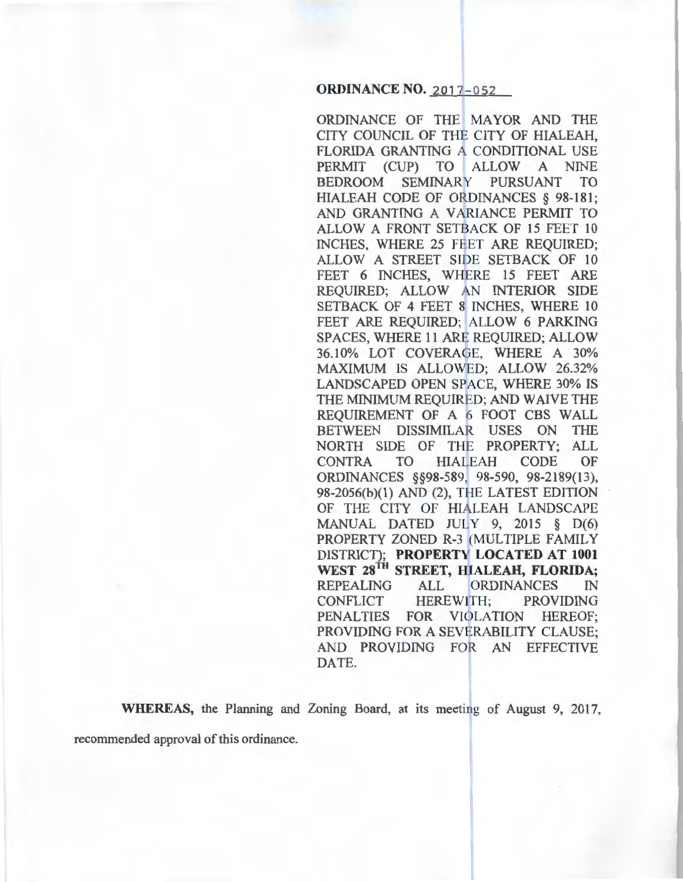**ORDINANCE NO. 2017-052**

ORDINANCE OF THE MAYOR AND THE CITY COUNCIL OF THE CITY OF HIALEAH, FLORIDA GRANTING A CONDITIONAL USE PERMIT (CUP) TO ALLOW A NINE BEDROOM SEMINARY PURSUANT TO HIALEAH CODE OF ORDINANCES § 98-181; AND GRANTING A VARIANCE PERMIT TO ALLOW A FRONT SETBACK OF 15 FEET 10 INCHES, WHERE 25 FEET ARE REQUIRED; ALLOW A STREET SIDE SETBACK OF 10 FEET 6 INCHES, WHERE 15 FEET ARE REQUIRED; ALLOW AN INTERIOR SIDE SETBACK OF 4 FEET 8 INCHES, WHERE 10 FEET ARE REQUIRED; ALLOW 6 PARKING SPACES, WHERE 11 ARE REQUIRED; ALLOW 36.10% LOT COVERAGE, WHERE A 30% MAXIMUM IS ALLOWED; ALLOW 26.32% LANDSCAPED OPEN SPACE, WHERE 30% IS THE MINIMUM REQUIRED; AND WAIVE THE REQUIREMENT OF A 6 FOOT CBS WALL BETWEEN DISSIMILAR USES ON THE NORTH SIDE OF THE PROPERTY; ALL CONTRA TO HIALEAH CODE OF ORDINANCES §§98-589, 98-590, 98-2189(13), 98-2056(b)(1) AND (2), THE LATEST EDITION OF THE CITY OF HIALEAH LANDSCAPE MANUAL DATED JULY 9, 2015 § D(6) PROPERTY ZONED R-3 (MULTIPLE FAMILY DISTRICT); **PROPERTY LOCATED AT 1001 WEST 28TH STREET, HIALEAH, FLORIDA;** REPEALING ALL ORDINANCES IN CONFLICT HEREWITH; PROVIDING PENALTIES FOR VIOLATION HEREOF; PROVIDING FOR A SEVERABILITY CLAUSE; AND PROVIDING FOR AN EFFECTIVE DATE.

**WHEREAS,** the Planning and Zoning Board, at its meeting of August 9, 2017, recommended approval of this ordinance.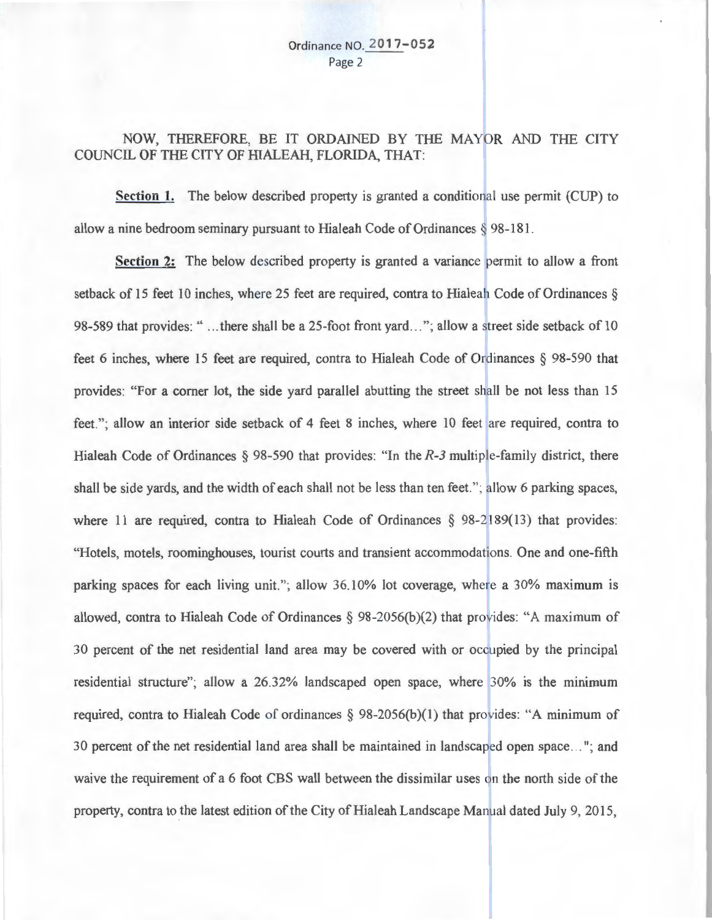NOW, THEREFORE, BE IT ORDAINED BY THE MAYOR AND THE CITY COUNCIL OF THE CITY OF HIALEAH, FLORIDA, THAT:

**Section 1.** The below described property is granted a conditional use permit (CUP) to allow a nine bedroom seminary pursuant to Hialeah Code of Ordinances § 98-181.

**Section 2:** The below described property is granted a variance permit to allow a front setback of 15 feet 10 inches, where 25 feet are required, contra to Hialeah Code of Ordinances § 98-589 that provides: " ...there shall be a 25-foot front yard..."; allow a street side setback of 10 feet 6 inches, where 15 feet are required, contra to Hialeah Code of Ordinances § 98-590 that provides: "For a corner lot, the side yard parallel abutting the street shall be not less than 15 feet."; allow an interior side setback of 4 feet 8 inches, where 10 feet are required, contra to Hialeah Code of Ordinances § 98-590 that provides: "In the *R-3* multiple-family district, there shall be side yards, and the width of each shall not be less than ten feet."; allow 6 parking spaces, where 11 are required, contra to Hialeah Code of Ordinances § 98-2189(13) that provides: "Hotels, motels, roominghouses, tourist courts and transient accommodations. One and one-fifth parking spaces for each living unit."; allow 36.10% lot coverage, where a 30% maximum is allowed, contra to Hialeah Code of Ordinances § 98-2056(b)(2) that provides: "A maximum of 30 percent of the net residential land area may be covered with or occupied by the principal residential structure"; allow a 26.32% landscaped open space, where 30% is the minimum required, contra to Hialeah Code of ordinances § 98-2056(b)(1) that provides: "A minimum of 30 percent of the net residential land area shall be maintained in landscaped open space..."; and waive the requirement of a 6 foot CBS wall between the dissimilar uses on the north side of the property, contra to the latest edition of the City of Hialeah Landscape Manual dated July 9, 2015,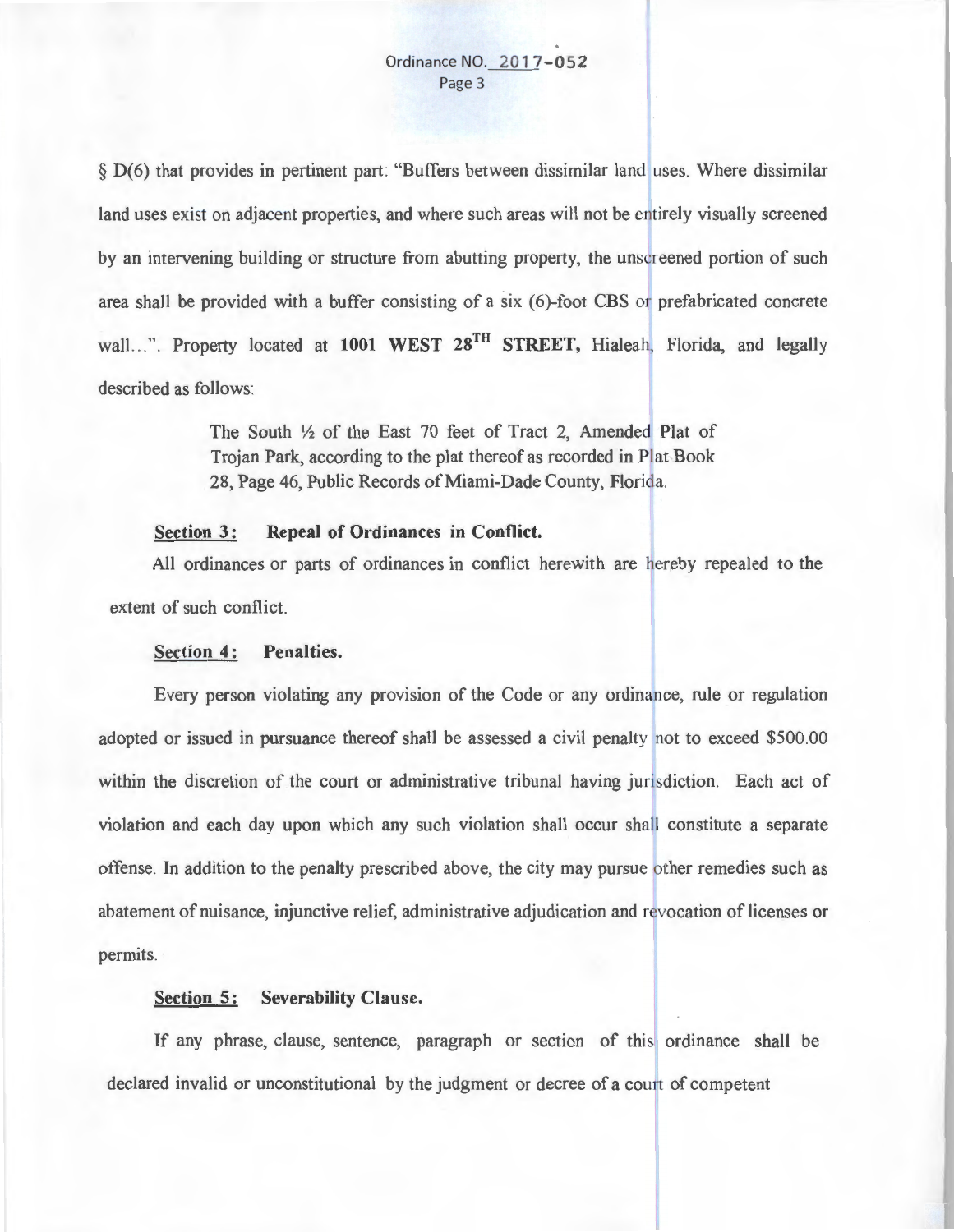§ D(6) that provides in pertinent part: "Buffers between dissimilar land uses. Where dissimilar land uses exist on adjacent properties, and where such areas will not be entirely visually screened by an intervening building or structure from abutting property, the unscreened portion of such area shall be provided with a buffer consisting of a six (6)-foot CBS or prefabricated concrete wall...". Property located at **1001 WEST 28TH STREET,** Hialeah, Florida, and legally described as follows:

> The South ½ of the East 70 feet of Tract 2, Amended Plat of Trojan Park, according to the plat thereof as recorded in Plat Book 28, Page 46, Public Records of Miami-Dade County, Florida.

**Section 3: Repeal of Ordinances in Conflict.**

All ordinances or parts of ordinances in conflict herewith are hereby repealed to the extent of such conflict.

**Section 4: Penalties.**

Every person violating any provision of the Code or any ordinance, rule or regulation adopted or issued in pursuance thereof shall be assessed a civil penalty not to exceed $500.00 within the discretion of the court or administrative tribunal having jurisdiction. Each act of violation and each day upon which any such violation shall occur shall constitute a separate offense. In addition to the penalty prescribed above, the city may pursue other remedies such as abatement of nuisance, injunctive relief, administrative adjudication and revocation of licenses or permits.

**Section 5: Severability Clause.**

If any phrase, clause, sentence, paragraph or section of this ordinance shall be declared invalid or unconstitutional by the judgment or decree of a court of competent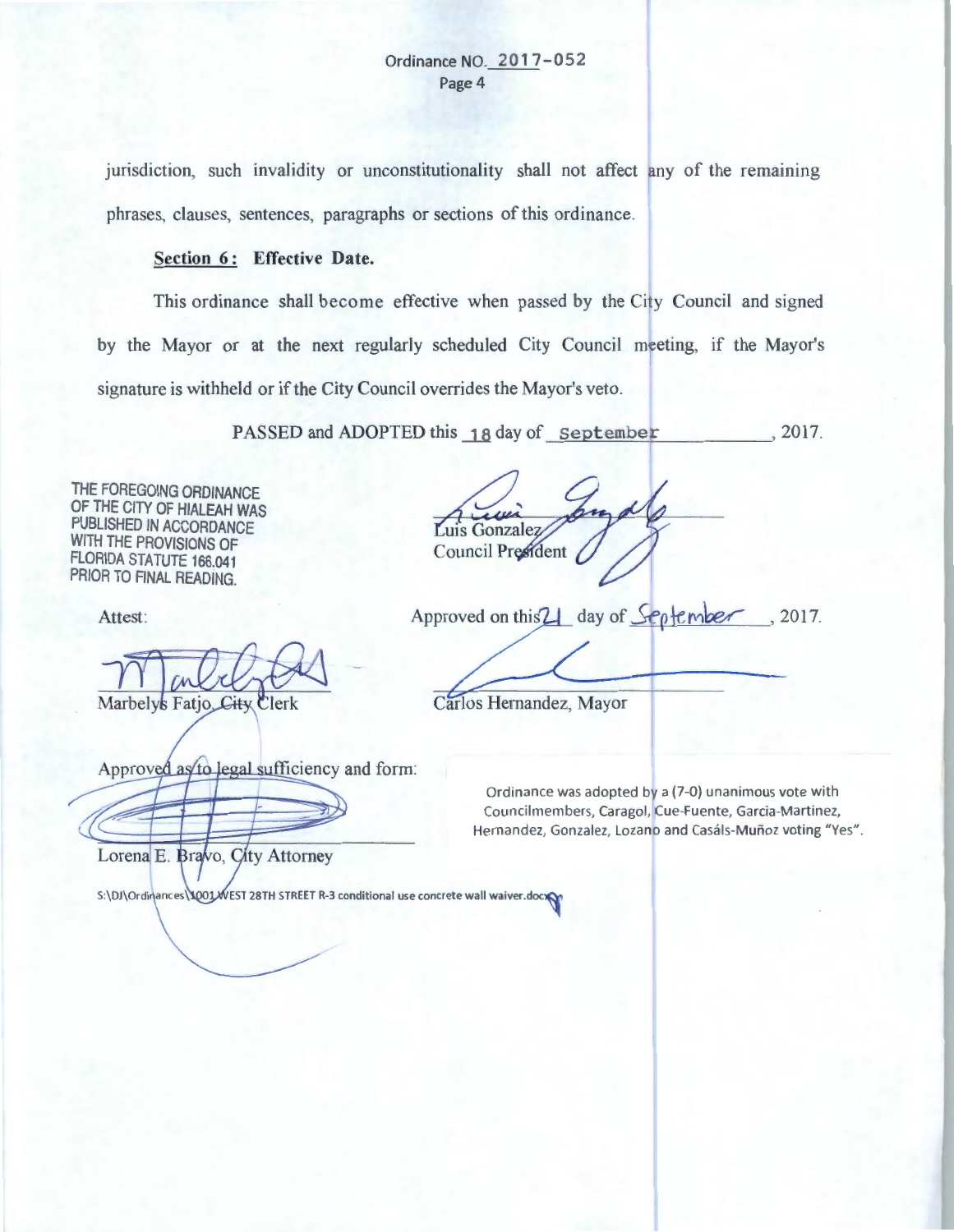jurisdiction, such invalidity or unconstitutionality shall not affect any of the remaining phrases, clauses, sentences, paragraphs or sections of this ordinance.

**Section 6: Effective Date.**

This ordinance shall become effective when passed by the City Council and signed by the Mayor or at the next regularly scheduled City Council meeting, if the Mayor's signature is withheld or if the City Council overrides the Mayor's veto.

PASSED and ADOPTED this 18 day of September, 2017.

THE FOREGOING ORDINANCE OF THE CITY OF HIALEAH WAS PUBLISHED IN ACCORDANCE WITH THE PROVISIONS OF FLORIDA STATUTE 166.041 PRIOR TO FINAL READING.

Luis Gonzalez
Council President

Attest:

Approved on this 21 day of September, 2017.

Marbelys Fatjo, City Clerk

Carlos Hernandez, Mayor

Approved as to legal sufficiency and form:

Lorena E. Bravo, City Attorney

Ordinance was adopted by a (7-0) unanimous vote with Councilmembers, Caragol, Cue-Fuente, Garcia-Martinez, Hernandez, Gonzalez, Lozano and Casáls-Muñoz voting "Yes".

S:\DJ\Ordinances\1001 WEST 28TH STREET R-3 conditional use concrete wall waiver.docx